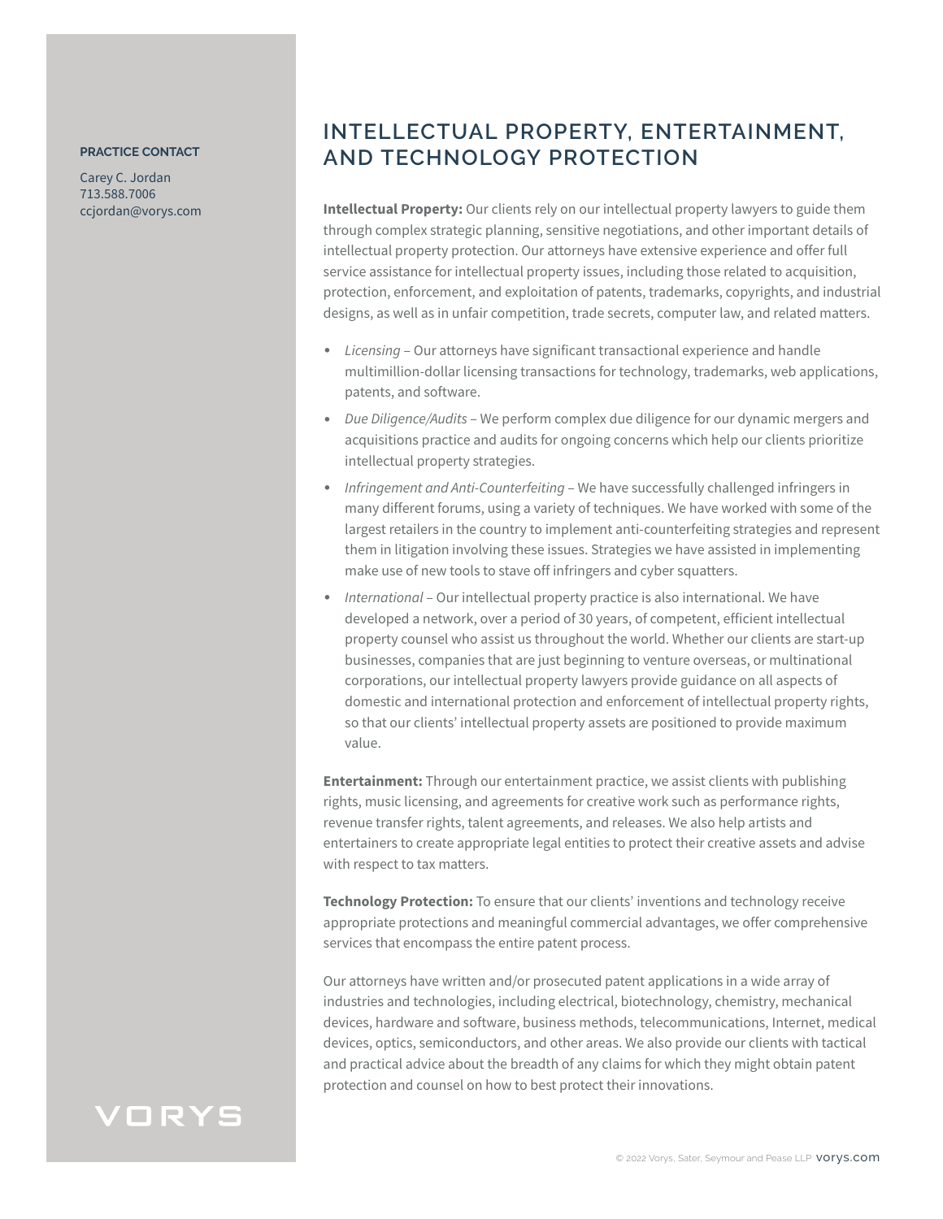**PRACTICE CONTACT**

Carey C. Jordan
713.588.7006
ccjordan@vorys.com

# INTELLECTUAL PROPERTY, ENTERTAINMENT, AND TECHNOLOGY PROTECTION

**Intellectual Property:** Our clients rely on our intellectual property lawyers to guide them through complex strategic planning, sensitive negotiations, and other important details of intellectual property protection. Our attorneys have extensive experience and offer full service assistance for intellectual property issues, including those related to acquisition, protection, enforcement, and exploitation of patents, trademarks, copyrights, and industrial designs, as well as in unfair competition, trade secrets, computer law, and related matters.

- *Licensing* – Our attorneys have significant transactional experience and handle multimillion-dollar licensing transactions for technology, trademarks, web applications, patents, and software.
- *Due Diligence/Audits* – We perform complex due diligence for our dynamic mergers and acquisitions practice and audits for ongoing concerns which help our clients prioritize intellectual property strategies.
- *Infringement and Anti-Counterfeiting* – We have successfully challenged infringers in many different forums, using a variety of techniques. We have worked with some of the largest retailers in the country to implement anti-counterfeiting strategies and represent them in litigation involving these issues. Strategies we have assisted in implementing make use of new tools to stave off infringers and cyber squatters.
- *International* – Our intellectual property practice is also international. We have developed a network, over a period of 30 years, of competent, efficient intellectual property counsel who assist us throughout the world. Whether our clients are start-up businesses, companies that are just beginning to venture overseas, or multinational corporations, our intellectual property lawyers provide guidance on all aspects of domestic and international protection and enforcement of intellectual property rights, so that our clients' intellectual property assets are positioned to provide maximum value.

**Entertainment:** Through our entertainment practice, we assist clients with publishing rights, music licensing, and agreements for creative work such as performance rights, revenue transfer rights, talent agreements, and releases. We also help artists and entertainers to create appropriate legal entities to protect their creative assets and advise with respect to tax matters.

**Technology Protection:** To ensure that our clients' inventions and technology receive appropriate protections and meaningful commercial advantages, we offer comprehensive services that encompass the entire patent process.

Our attorneys have written and/or prosecuted patent applications in a wide array of industries and technologies, including electrical, biotechnology, chemistry, mechanical devices, hardware and software, business methods, telecommunications, Internet, medical devices, optics, semiconductors, and other areas. We also provide our clients with tactical and practical advice about the breadth of any claims for which they might obtain patent protection and counsel on how to best protect their innovations.

VORYS

© 2022 Vorys, Sater, Seymour and Pease LLP vorys.com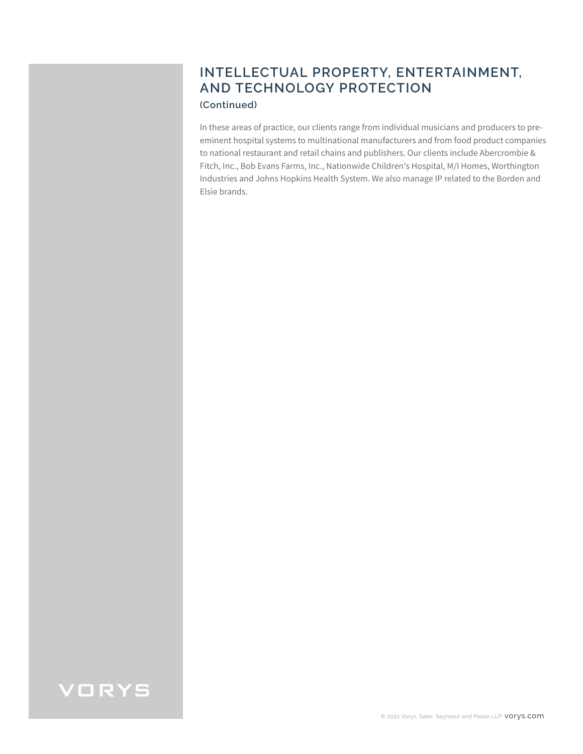# INTELLECTUAL PROPERTY, ENTERTAINMENT, AND TECHNOLOGY PROTECTION

**(Continued)**

In these areas of practice, our clients range from individual musicians and producers to pre-eminent hospital systems to multinational manufacturers and from food product companies to national restaurant and retail chains and publishers. Our clients include Abercrombie & Fitch, Inc., Bob Evans Farms, Inc., Nationwide Children's Hospital, M/I Homes, Worthington Industries and Johns Hopkins Health System. We also manage IP related to the Borden and Elsie brands.